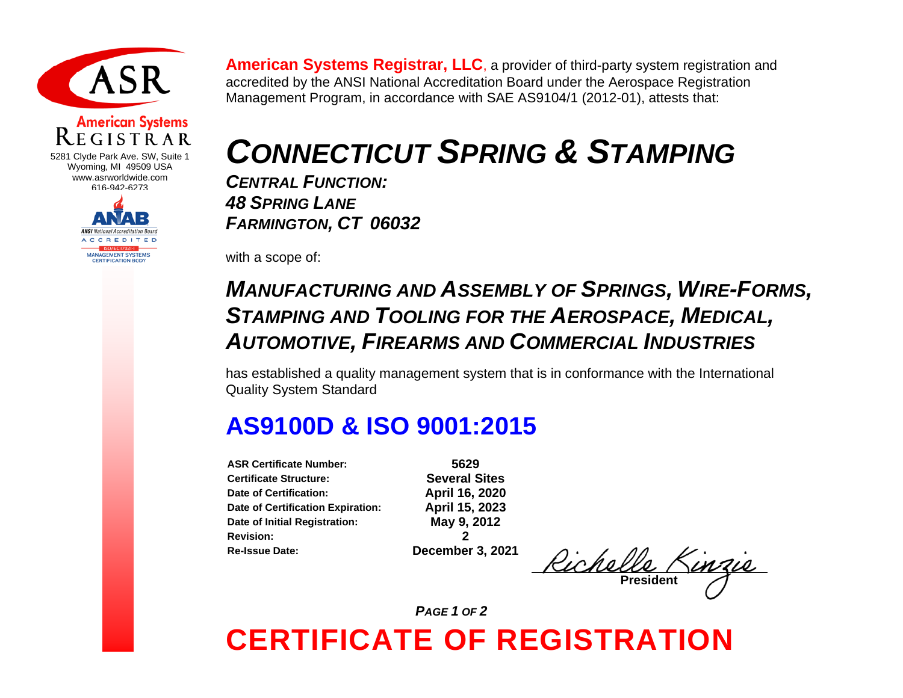ASR

**American Systems REGISTRAR**

5281 Clyde Park Ave. SW, Suite 1
Wyoming, MI 49509 USA
www.asrworldwide.com
616-942-6273

ANAB
ANSI National Accreditation Board
ACCREDITED
ISO/IEC 17021-1
MANAGEMENT SYSTEMS CERTIFICATION BODY

**American Systems Registrar, LLC**, a provider of third-party system registration and accredited by the ANSI National Accreditation Board under the Aerospace Registration Management Program, in accordance with SAE AS9104/1 (2012-01), attests that:

# *CONNECTICUT SPRING & STAMPING*

***CENTRAL FUNCTION:***
***48 SPRING LANE***
***FARMINGTON, CT 06032***

with a scope of:

## *MANUFACTURING AND ASSEMBLY OF SPRINGS, WIRE-FORMS, STAMPING AND TOOLING FOR THE AEROSPACE, MEDICAL, AUTOMOTIVE, FIREARMS AND COMMERCIAL INDUSTRIES*

has established a quality management system that is in conformance with the International Quality System Standard

# AS9100D & ISO 9001:2015

| | |
|---|---|
| **ASR Certificate Number:** | **5629** |
| **Certificate Structure:** | **Several Sites** |
| **Date of Certification:** | **April 16, 2020** |
| **Date of Certification Expiration:** | **April 15, 2023** |
| **Date of Initial Registration:** | **May 9, 2012** |
| **Revision:** | **2** |
| **Re-Issue Date:** | **December 3, 2021** |

Richelle Kinzie
**President**

# CERTIFICATE OF REGISTRATION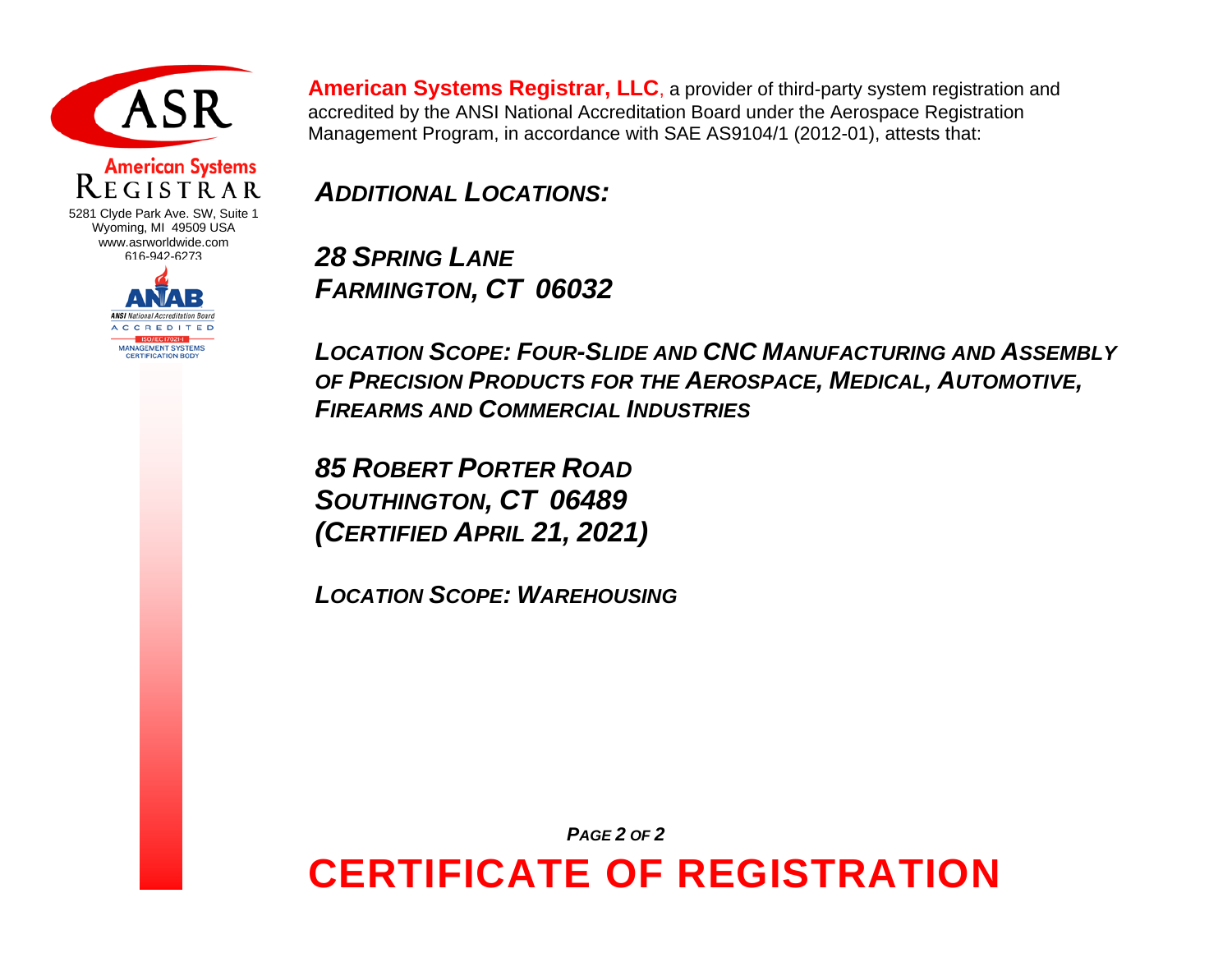American Systems
REGISTRAR

5281 Clyde Park Ave. SW, Suite 1
Wyoming, MI 49509 USA
www.asrworldwide.com
616-942-6273

ANAB
ANSI National Accreditation Board
ACCREDITED
ISO/IEC 17021-1
MANAGEMENT SYSTEMS
CERTIFICATION BODY

**American Systems Registrar, LLC**, a provider of third-party system registration and accredited by the ANSI National Accreditation Board under the Aerospace Registration Management Program, in accordance with SAE AS9104/1 (2012-01), attests that:

***ADDITIONAL LOCATIONS:***

***28 SPRING LANE***
***FARMINGTON, CT 06032***

***LOCATION SCOPE: FOUR-SLIDE AND CNC MANUFACTURING AND ASSEMBLY OF PRECISION PRODUCTS FOR THE AEROSPACE, MEDICAL, AUTOMOTIVE, FIREARMS AND COMMERCIAL INDUSTRIES***

***85 ROBERT PORTER ROAD***
***SOUTHINGTON, CT 06489***
***(CERTIFIED APRIL 21, 2021)***

***LOCATION SCOPE: WAREHOUSING***

# CERTIFICATE OF REGISTRATION